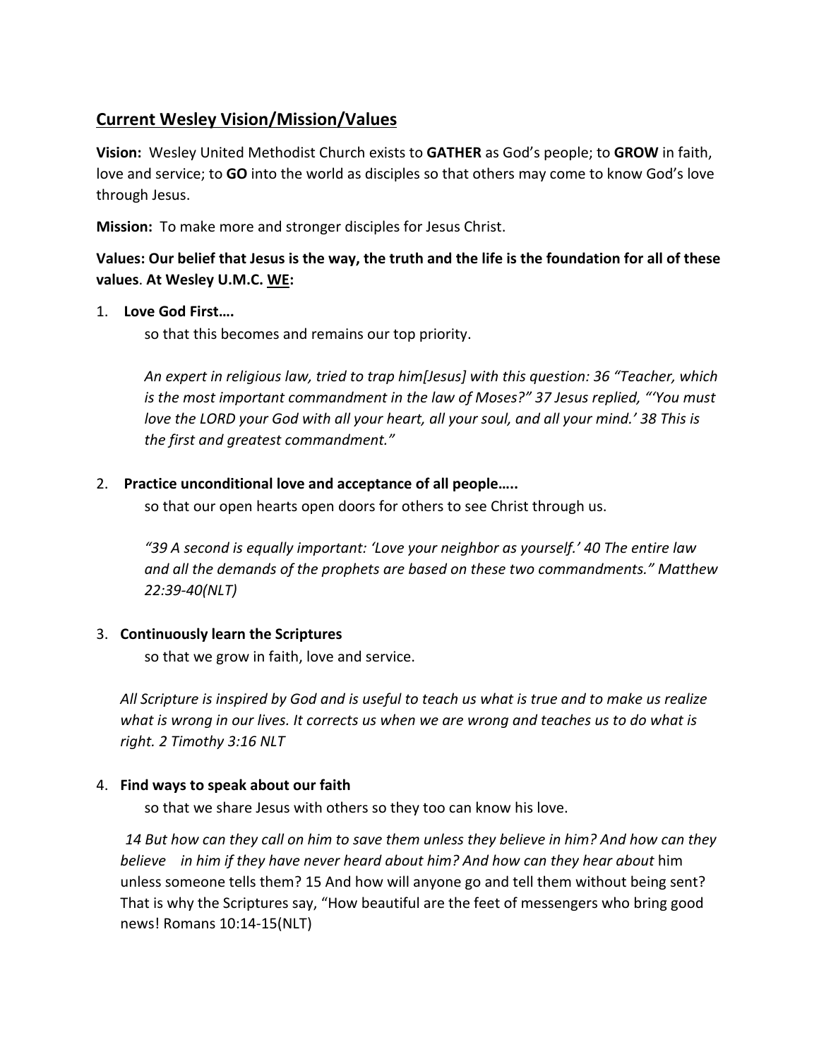## Current Wesley Vision/Mission/Values

**Vision:** Wesley United Methodist Church exists to **GATHER** as God's people; to **GROW** in faith, love and service; to **GO** into the world as disciples so that others may come to know God's love through Jesus.

**Mission:** To make more and stronger disciples for Jesus Christ.

**Values: Our belief that Jesus is the way, the truth and the life is the foundation for all of these values**. **At Wesley U.M.C. <u>WE</u>:**

1. **Love God First….**

   so that this becomes and remains our top priority.

   *An expert in religious law, tried to trap him[Jesus] with this question: 36 "Teacher, which is the most important commandment in the law of Moses?" 37 Jesus replied, "'You must love the LORD your God with all your heart, all your soul, and all your mind.' 38 This is the first and greatest commandment."*

2. **Practice unconditional love and acceptance of all people…..**

   so that our open hearts open doors for others to see Christ through us.

   *"39 A second is equally important: 'Love your neighbor as yourself.' 40 The entire law and all the demands of the prophets are based on these two commandments." Matthew 22:39-40(NLT)*

3. **Continuously learn the Scriptures**

   so that we grow in faith, love and service.

   *All Scripture is inspired by God and is useful to teach us what is true and to make us realize what is wrong in our lives. It corrects us when we are wrong and teaches us to do what is right. 2 Timothy 3:16 NLT*

4. **Find ways to speak about our faith**

   so that we share Jesus with others so they too can know his love.

   *14 But how can they call on him to save them unless they believe in him? And how can they believe in him if they have never heard about him? And how can they hear about* him unless someone tells them? 15 And how will anyone go and tell them without being sent? That is why the Scriptures say, "How beautiful are the feet of messengers who bring good news! Romans 10:14-15(NLT)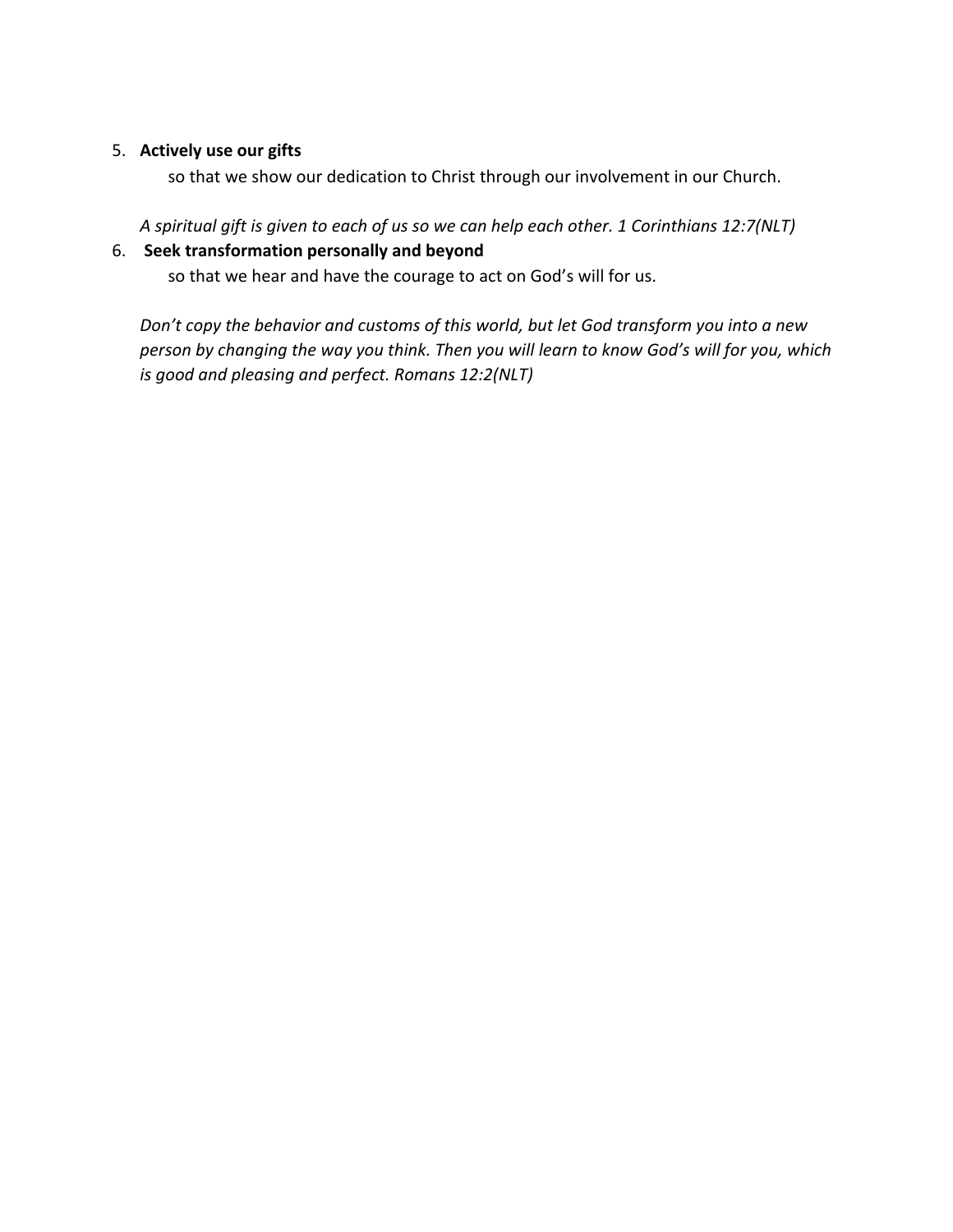5. **Actively use our gifts**

   so that we show our dedication to Christ through our involvement in our Church.

   *A spiritual gift is given to each of us so we can help each other. 1 Corinthians 12:7(NLT)*

6. **Seek transformation personally and beyond**

   so that we hear and have the courage to act on God's will for us.

   *Don't copy the behavior and customs of this world, but let God transform you into a new person by changing the way you think. Then you will learn to know God's will for you, which is good and pleasing and perfect. Romans 12:2(NLT)*